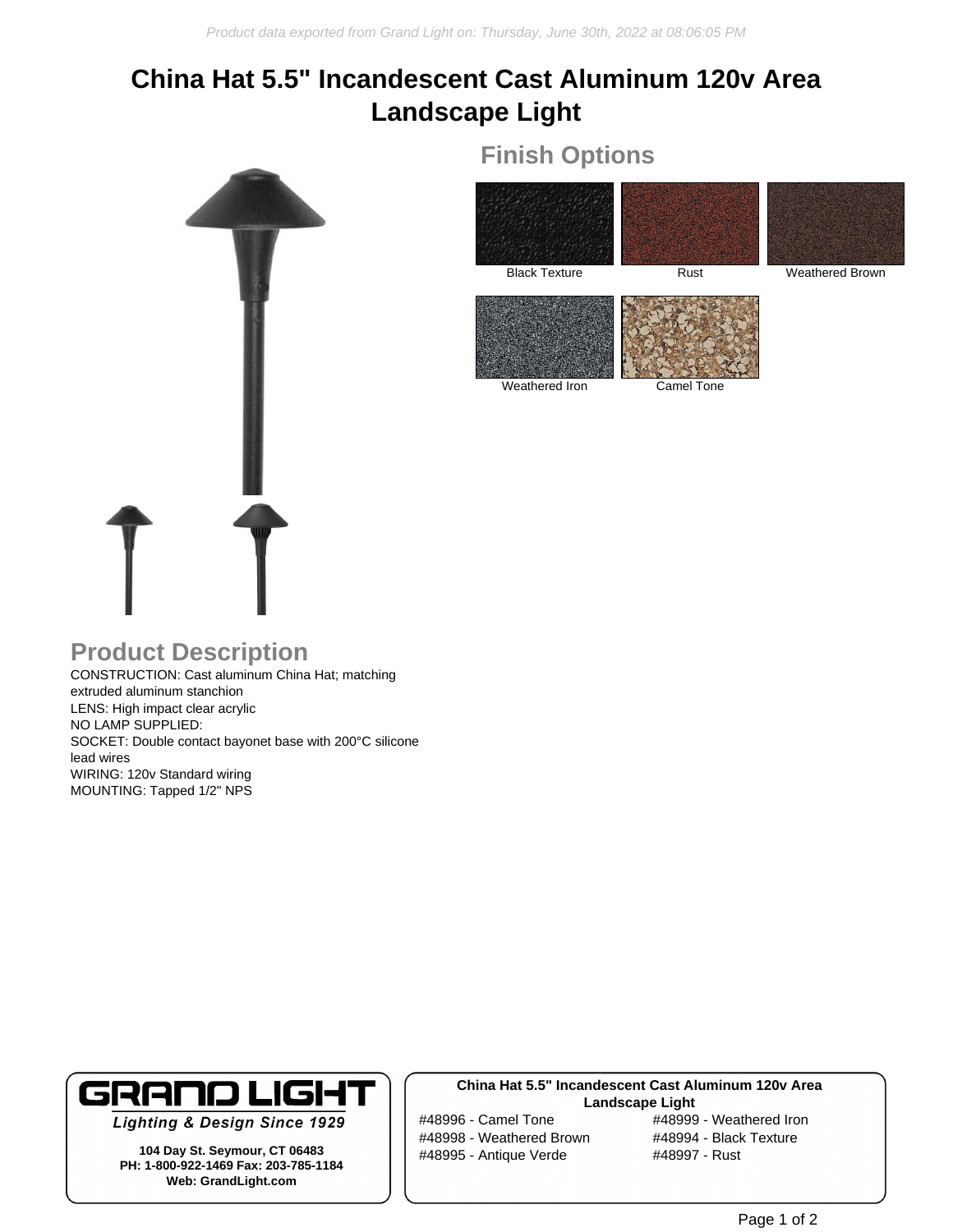Product data exported from Grand Light on: Thursday, June 30th, 2022 at 08:06:05 PM

# China Hat 5.5" Incandescent Cast Aluminum 120v Area Landscape Light

## Finish Options

Black Texture

Rust

Weathered Brown

Weathered Iron

Camel Tone

## Product Description

CONSTRUCTION: Cast aluminum China Hat; matching extruded aluminum stanchion
LENS: High impact clear acrylic
NO LAMP SUPPLIED:
SOCKET: Double contact bayonet base with 200°C silicone lead wires
WIRING: 120v Standard wiring
MOUNTING: Tapped 1/2" NPS

**GRAND LIGHT**

***Lighting & Design Since 1929***

**104 Day St. Seymour, CT 06483**
**PH: 1-800-922-1469 Fax: 203-785-1184**
**Web: GrandLight.com**

**China Hat 5.5" Incandescent Cast Aluminum 120v Area Landscape Light**

#48996 - Camel Tone
#48998 - Weathered Brown
#48995 - Antique Verde
#48999 - Weathered Iron
#48994 - Black Texture
#48997 - Rust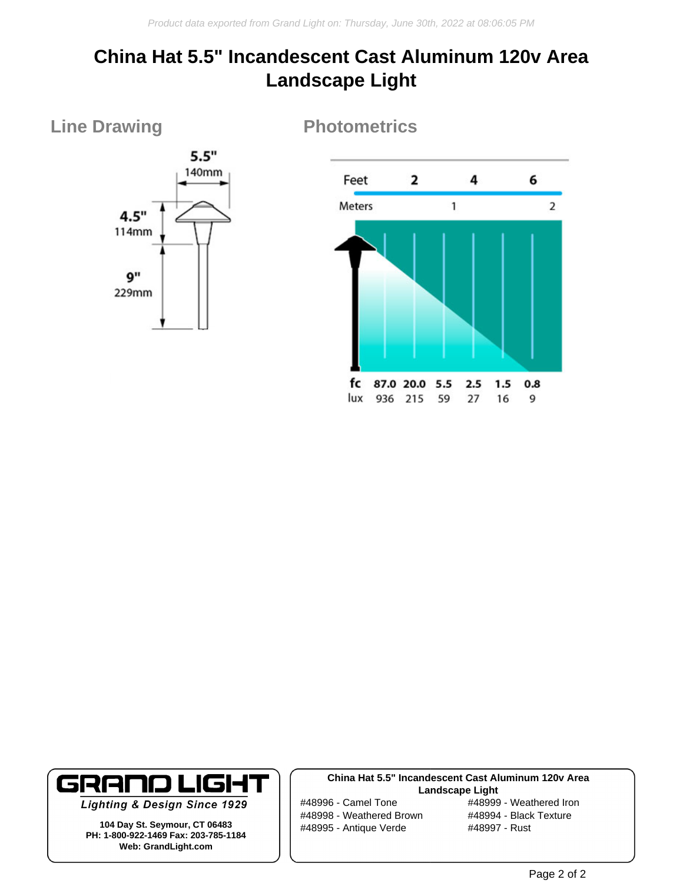# China Hat 5.5" Incandescent Cast Aluminum 120v Area Landscape Light

## Line Drawing

5.5"
140mm

4.5"
114mm

9"
229mm

## Photometrics

Feet 2 4 6

Meters 1 2

fc 87.0 20.0 5.5 2.5 1.5 0.8

lux 936 215 59 27 16 9

**GRAND LIGHT**

*Lighting & Design Since 1929*

**104 Day St. Seymour, CT 06483**
**PH: 1-800-922-1469 Fax: 203-785-1184**
**Web: GrandLight.com**

**China Hat 5.5" Incandescent Cast Aluminum 120v Area Landscape Light**

- #48996 - Camel Tone
- #48998 - Weathered Brown
- #48995 - Antique Verde
- #48999 - Weathered Iron
- #48994 - Black Texture
- #48997 - Rust